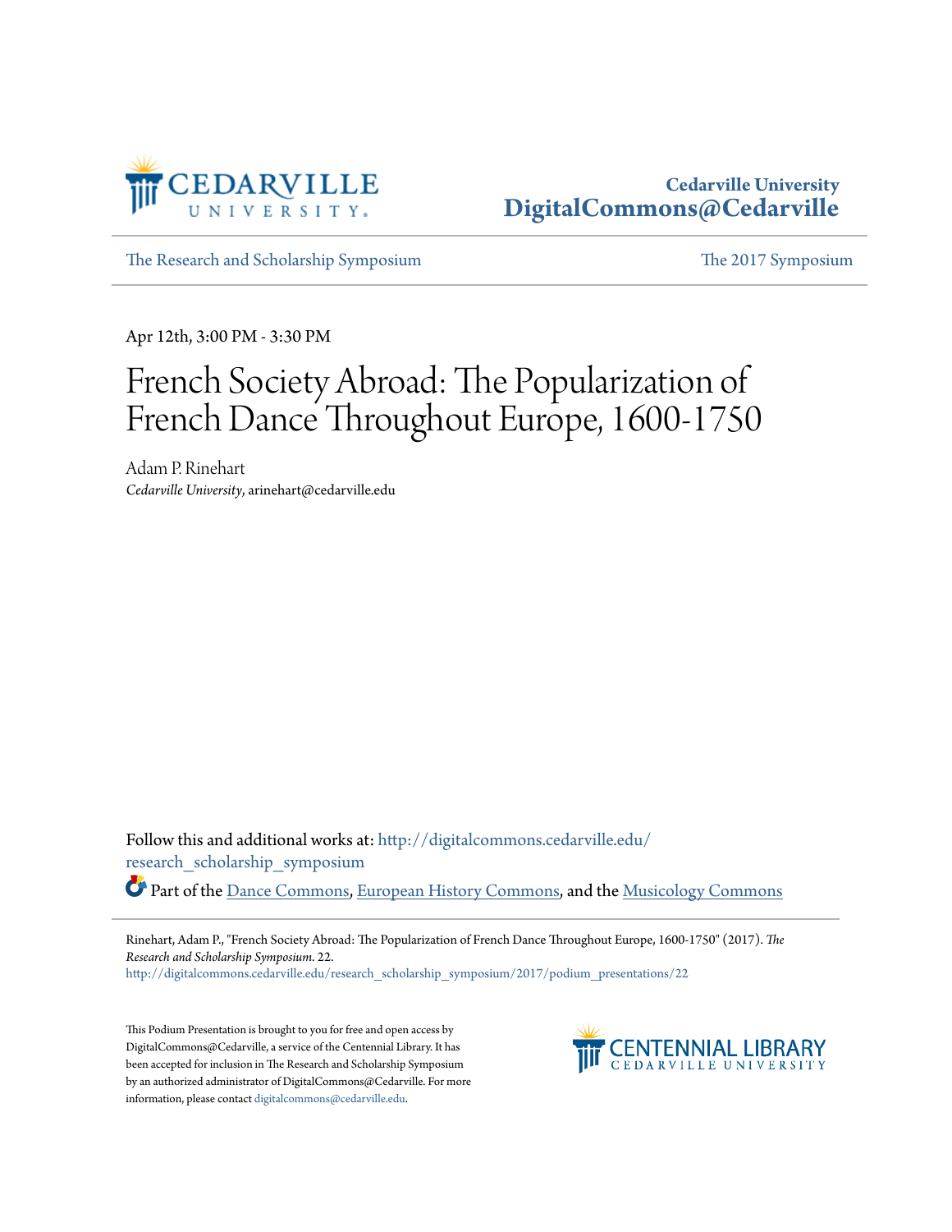Cedarville University
DigitalCommons@Cedarville

The Research and Scholarship Symposium | The 2017 Symposium

Apr 12th, 3:00 PM - 3:30 PM

# French Society Abroad: The Popularization of French Dance Throughout Europe, 1600-1750

Adam P. Rinehart
*Cedarville University*, arinehart@cedarville.edu

Follow this and additional works at: http://digitalcommons.cedarville.edu/research_scholarship_symposium

Part of the Dance Commons, European History Commons, and the Musicology Commons

Rinehart, Adam P., "French Society Abroad: The Popularization of French Dance Throughout Europe, 1600-1750" (2017). *The Research and Scholarship Symposium*. 22.
http://digitalcommons.cedarville.edu/research_scholarship_symposium/2017/podium_presentations/22

This Podium Presentation is brought to you for free and open access by DigitalCommons@Cedarville, a service of the Centennial Library. It has been accepted for inclusion in The Research and Scholarship Symposium by an authorized administrator of DigitalCommons@Cedarville. For more information, please contact digitalcommons@cedarville.edu.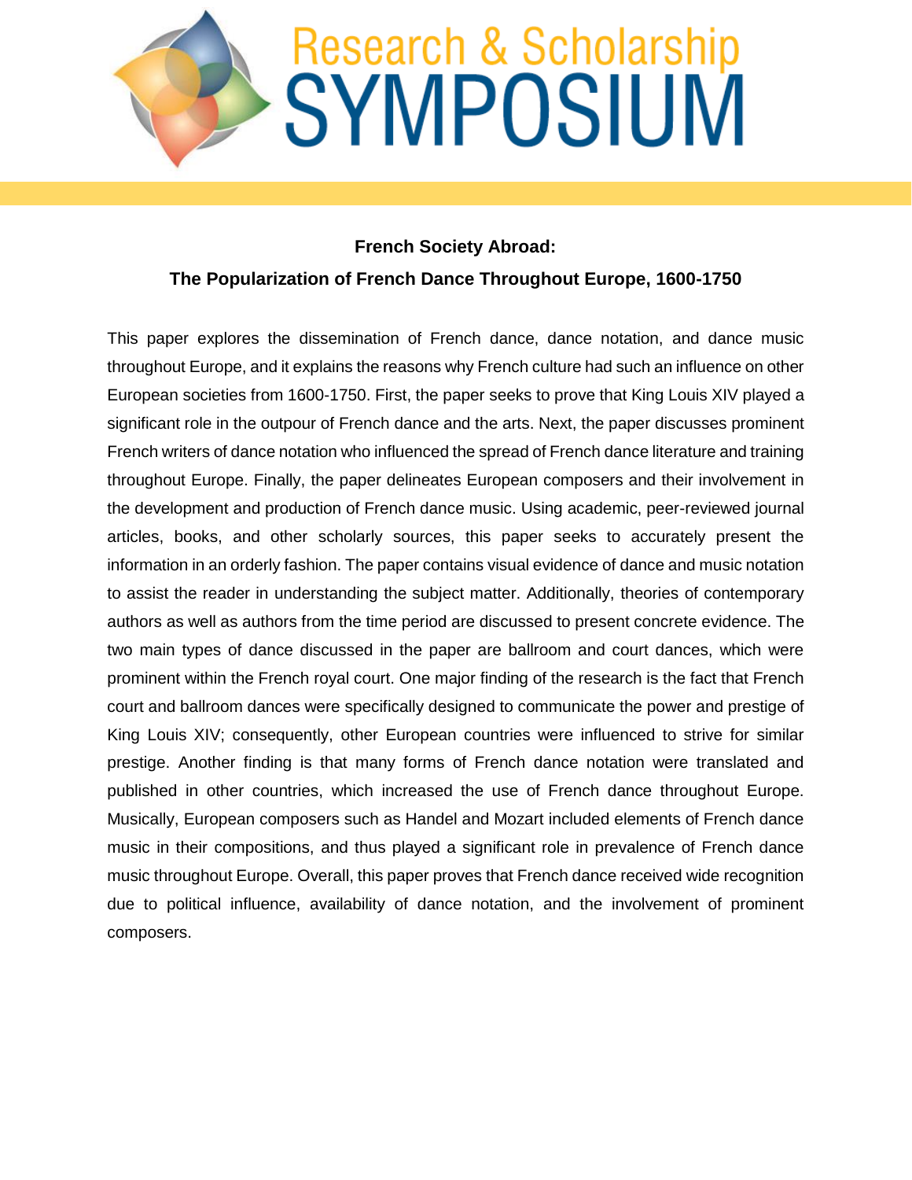**French Society Abroad:**

**The Popularization of French Dance Throughout Europe, 1600-1750**

This paper explores the dissemination of French dance, dance notation, and dance music throughout Europe, and it explains the reasons why French culture had such an influence on other European societies from 1600-1750. First, the paper seeks to prove that King Louis XIV played a significant role in the outpour of French dance and the arts. Next, the paper discusses prominent French writers of dance notation who influenced the spread of French dance literature and training throughout Europe. Finally, the paper delineates European composers and their involvement in the development and production of French dance music. Using academic, peer-reviewed journal articles, books, and other scholarly sources, this paper seeks to accurately present the information in an orderly fashion. The paper contains visual evidence of dance and music notation to assist the reader in understanding the subject matter. Additionally, theories of contemporary authors as well as authors from the time period are discussed to present concrete evidence. The two main types of dance discussed in the paper are ballroom and court dances, which were prominent within the French royal court. One major finding of the research is the fact that French court and ballroom dances were specifically designed to communicate the power and prestige of King Louis XIV; consequently, other European countries were influenced to strive for similar prestige. Another finding is that many forms of French dance notation were translated and published in other countries, which increased the use of French dance throughout Europe. Musically, European composers such as Handel and Mozart included elements of French dance music in their compositions, and thus played a significant role in prevalence of French dance music throughout Europe. Overall, this paper proves that French dance received wide recognition due to political influence, availability of dance notation, and the involvement of prominent composers.